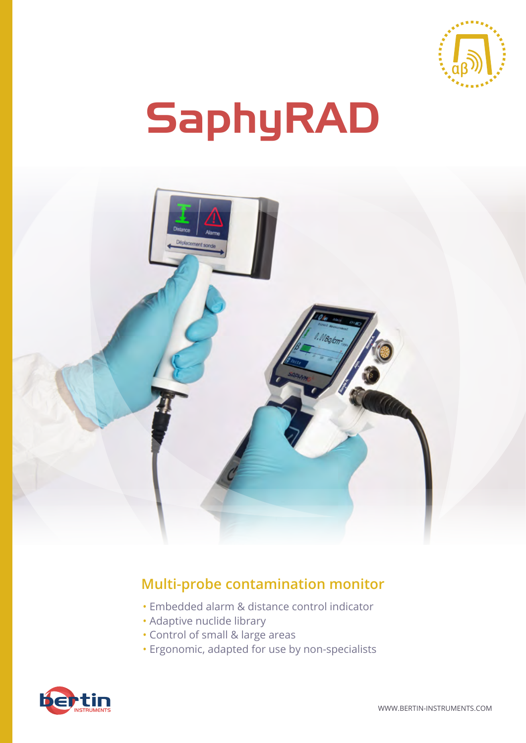# SaphyRAD

## Multi-probe contamination monitor

- Embedded alarm & distance control indicator
- Adaptive nuclide library
- Control of small & large areas
- Ergonomic, adapted for use by non-specialists

WWW.BERTIN-INSTRUMENTS.COM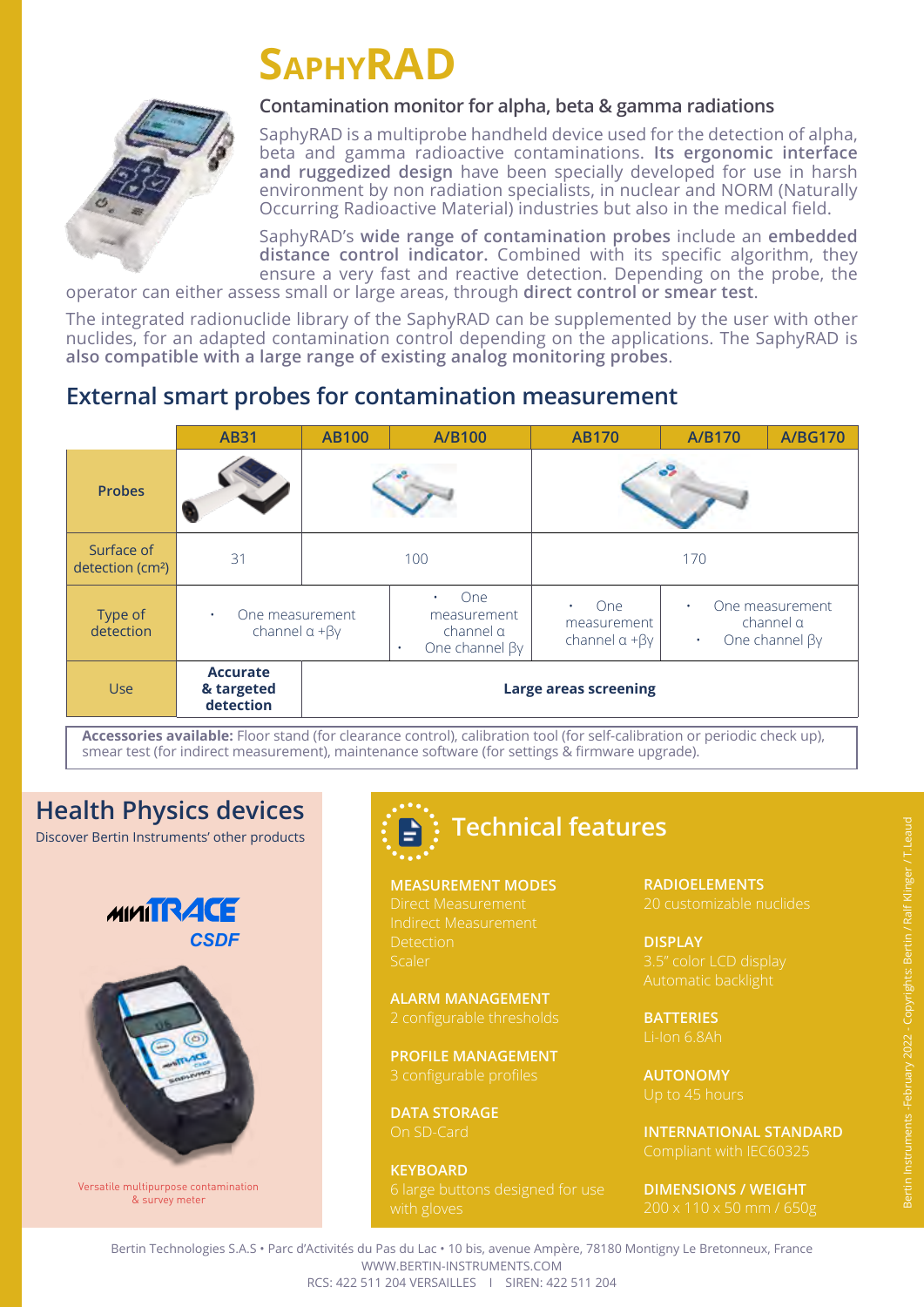# SaphyRAD

## Contamination monitor for alpha, beta & gamma radiations

SaphyRAD is a multiprobe handheld device used for the detection of alpha, beta and gamma radioactive contaminations. **Its ergonomic interface and ruggedized design** have been specially developed for use in harsh environment by non radiation specialists, in nuclear and NORM (Naturally Occurring Radioactive Material) industries but also in the medical field.

SaphyRAD's **wide range of contamination probes** include an **embedded distance control indicator.** Combined with its specific algorithm, they ensure a very fast and reactive detection. Depending on the probe, the operator can either assess small or large areas, through **direct control or smear test**.

The integrated radionuclide library of the SaphyRAD can be supplemented by the user with other nuclides, for an adapted contamination control depending on the applications. The SaphyRAD is **also compatible with a large range of existing analog monitoring probes**.

## External smart probes for contamination measurement

| | AB31 | AB100 | A/B100 | AB170 | A/B170 | A/BG170 |
|---|---|---|---|---|---|---|
| **Probes** | | | | | | |
| Surface of detection (cm²) | 31 | 100 | | 170 | | |
| Type of detection | • One measurement channel α +βγ | | • One measurement channel α • One channel βγ | • One measurement channel α +βγ | • One measurement channel α • One channel βγ | |
| Use | **Accurate & targeted detection** | **Large areas screening** | | | | |

**Accessories available:** Floor stand (for clearance control), calibration tool (for self-calibration or periodic check up), smear test (for indirect measurement), maintenance software (for settings & firmware upgrade).

## Health Physics devices

Discover Bertin Instruments' other products

MINITRACE CSDF

Versatile multipurpose contamination & survey meter

## Technical features

**MEASUREMENT MODES**
Direct Measurement
Indirect Measurement
Detection
Scaler

**ALARM MANAGEMENT**
2 configurable thresholds

**PROFILE MANAGEMENT**
3 configurable profiles

**DATA STORAGE**
On SD-Card

**KEYBOARD**
6 large buttons designed for use with gloves

**RADIOELEMENTS**
20 customizable nuclides

**DISPLAY**
3.5" color LCD display
Automatic backlight

**BATTERIES**
Li-Ion 6.8Ah

**AUTONOMY**
Up to 45 hours

**INTERNATIONAL STANDARD**
Compliant with IEC60325

**DIMENSIONS / WEIGHT**
200 x 110 x 50 mm / 650g

Bertin Instruments -February 2022 - Copyrights: Bertin / Ralf Klinger / T.Leaud

Bertin Technologies S.A.S • Parc d'Activités du Pas du Lac • 10 bis, avenue Ampère, 78180 Montigny Le Bretonneux, France
WWW.BERTIN-INSTRUMENTS.COM
RCS: 422 511 204 VERSAILLES | SIREN: 422 511 204